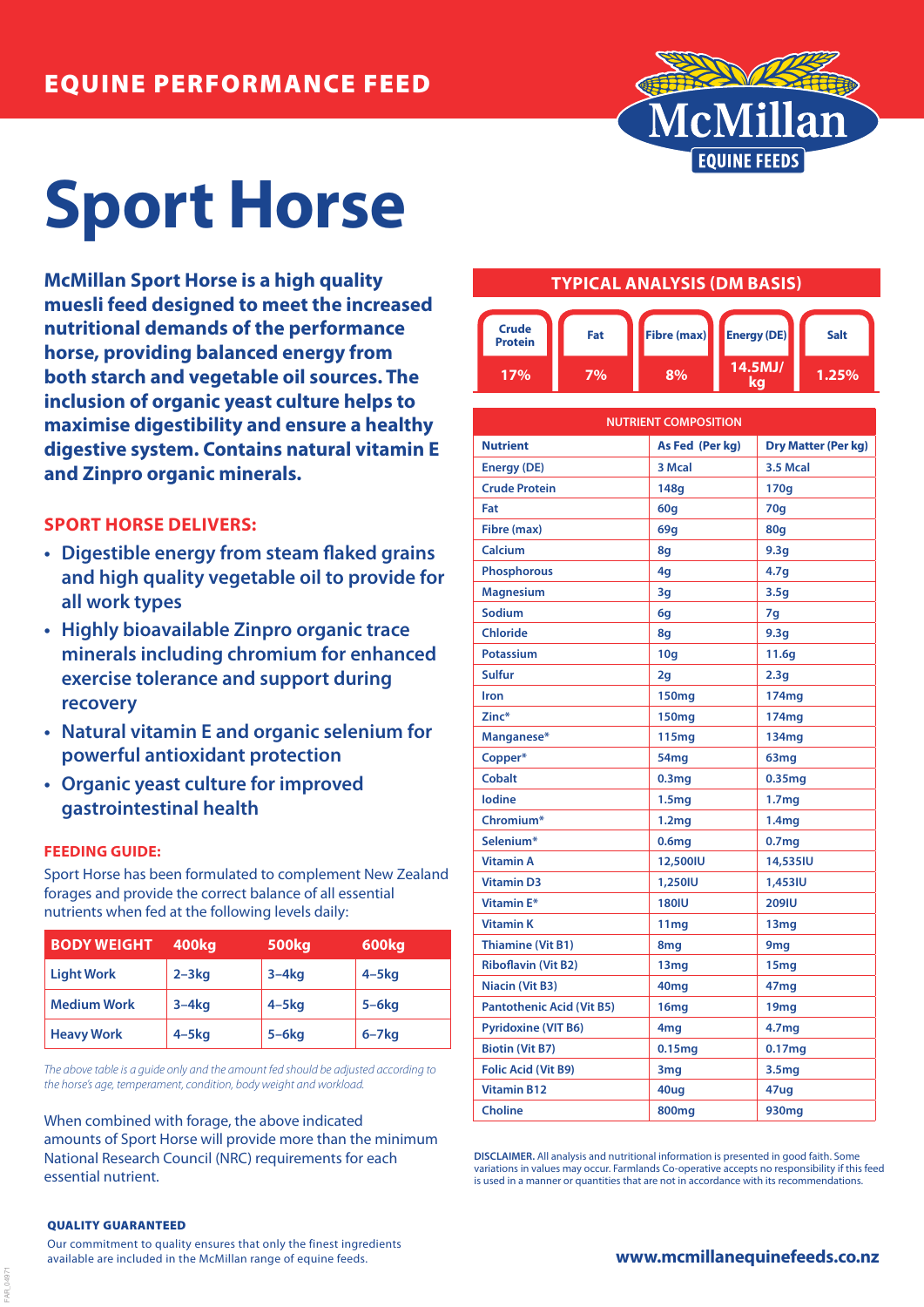EQUINE PERFORMANCE FEED

McMillan EQUINE FEEDS

# Sport Horse

**McMillan Sport Horse is a high quality muesli feed designed to meet the increased nutritional demands of the performance horse, providing balanced energy from both starch and vegetable oil sources. The inclusion of organic yeast culture helps to maximise digestibility and ensure a healthy digestive system. Contains natural vitamin E and Zinpro organic minerals.**

## SPORT HORSE DELIVERS:

- Digestible energy from steam flaked grains and high quality vegetable oil to provide for all work types
- Highly bioavailable Zinpro organic trace minerals including chromium for enhanced exercise tolerance and support during recovery
- Natural vitamin E and organic selenium for powerful antioxidant protection
- Organic yeast culture for improved gastrointestinal health

### FEEDING GUIDE:

Sport Horse has been formulated to complement New Zealand forages and provide the correct balance of all essential nutrients when fed at the following levels daily:

| BODY WEIGHT | 400kg | 500kg | 600kg |
|---|---|---|---|
| Light Work | 2–3kg | 3–4kg | 4–5kg |
| Medium Work | 3–4kg | 4–5kg | 5–6kg |
| Heavy Work | 4–5kg | 5–6kg | 6–7kg |

*The above table is a guide only and the amount fed should be adjusted according to the horse's age, temperament, condition, body weight and workload.*

When combined with forage, the above indicated amounts of Sport Horse will provide more than the minimum National Research Council (NRC) requirements for each essential nutrient.

## TYPICAL ANALYSIS (DM BASIS)

| Crude Protein | Fat | Fibre (max) | Energy (DE) | Salt |
|---|---|---|---|---|
| 17% | 7% | 8% | 14.5MJ/kg | 1.25% |

### NUTRIENT COMPOSITION

| Nutrient | As Fed (Per kg) | Dry Matter (Per kg) |
|---|---|---|
| Energy (DE) | 3 Mcal | 3.5 Mcal |
| Crude Protein | 148g | 170g |
| Fat | 60g | 70g |
| Fibre (max) | 69g | 80g |
| Calcium | 8g | 9.3g |
| Phosphorous | 4g | 4.7g |
| Magnesium | 3g | 3.5g |
| Sodium | 6g | 7g |
| Chloride | 8g | 9.3g |
| Potassium | 10g | 11.6g |
| Sulfur | 2g | 2.3g |
| Iron | 150mg | 174mg |
| Zinc* | 150mg | 174mg |
| Manganese* | 115mg | 134mg |
| Copper* | 54mg | 63mg |
| Cobalt | 0.3mg | 0.35mg |
| Iodine | 1.5mg | 1.7mg |
| Chromium* | 1.2mg | 1.4mg |
| Selenium* | 0.6mg | 0.7mg |
| Vitamin A | 12,500IU | 14,535IU |
| Vitamin D3 | 1,250IU | 1,453IU |
| Vitamin E* | 180IU | 209IU |
| Vitamin K | 11mg | 13mg |
| Thiamine (Vit B1) | 8mg | 9mg |
| Riboflavin (Vit B2) | 13mg | 15mg |
| Niacin (Vit B3) | 40mg | 47mg |
| Pantothenic Acid (Vit B5) | 16mg | 19mg |
| Pyridoxine (VIT B6) | 4mg | 4.7mg |
| Biotin (Vit B7) | 0.15mg | 0.17mg |
| Folic Acid (Vit B9) | 3mg | 3.5mg |
| Vitamin B12 | 40ug | 47ug |
| Choline | 800mg | 930mg |

**DISCLAIMER.** All analysis and nutritional information is presented in good faith. Some variations in values may occur. Farmlands Co-operative accepts no responsibility if this feed is used in a manner or quantities that are not in accordance with its recommendations.

**QUALITY GUARANTEED**

Our commitment to quality ensures that only the finest ingredients available are included in the McMillan range of equine feeds.

**www.mcmillanequinefeeds.co.nz**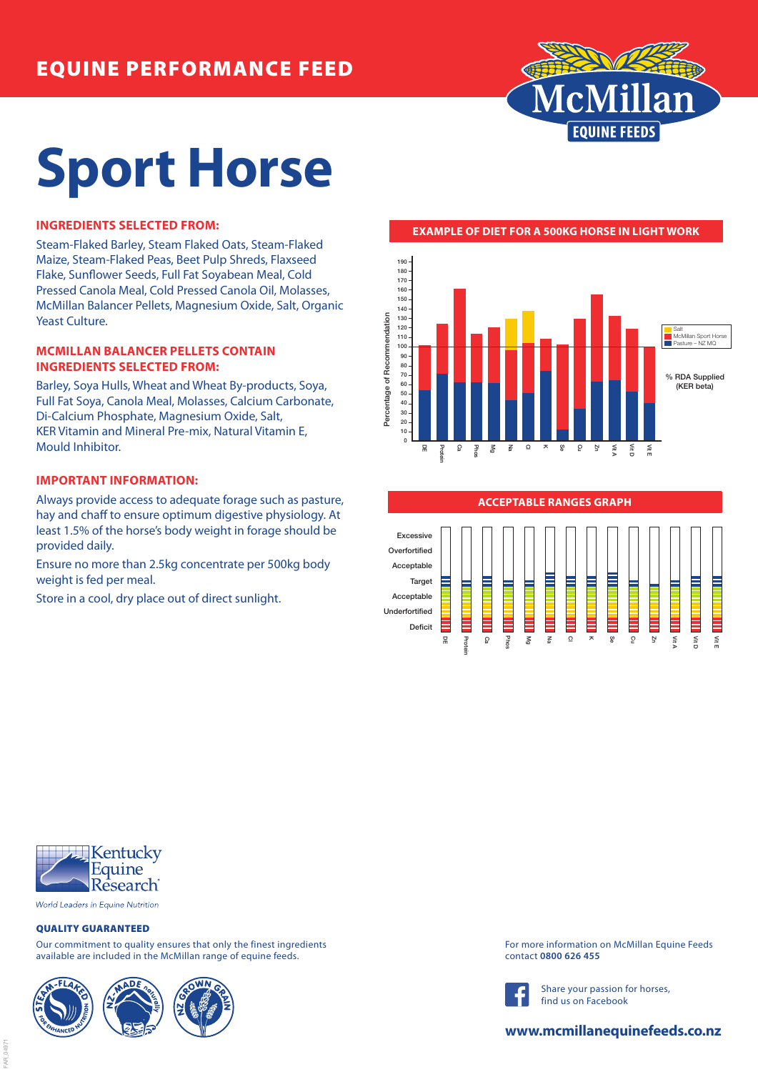EQUINE PERFORMANCE FEED

McMillan EQUINE FEEDS

# Sport Horse

## INGREDIENTS SELECTED FROM:

Steam-Flaked Barley, Steam Flaked Oats, Steam-Flaked Maize, Steam-Flaked Peas, Beet Pulp Shreds, Flaxseed Flake, Sunflower Seeds, Full Fat Soyabean Meal, Cold Pressed Canola Meal, Cold Pressed Canola Oil, Molasses, McMillan Balancer Pellets, Magnesium Oxide, Salt, Organic Yeast Culture.

## MCMILLAN BALANCER PELLETS CONTAIN INGREDIENTS SELECTED FROM:

Barley, Soya Hulls, Wheat and Wheat By-products, Soya, Full Fat Soya, Canola Meal, Molasses, Calcium Carbonate, Di-Calcium Phosphate, Magnesium Oxide, Salt, KER Vitamin and Mineral Pre-mix, Natural Vitamin E, Mould Inhibitor.

## IMPORTANT INFORMATION:

Always provide access to adequate forage such as pasture, hay and chaff to ensure optimum digestive physiology. At least 1.5% of the horse's body weight in forage should be provided daily.

Ensure no more than 2.5kg concentrate per 500kg body weight is fed per meal.

Store in a cool, dry place out of direct sunlight.

## EXAMPLE OF DIET FOR A 500KG HORSE IN LIGHT WORK

Percentage of Recommendation

0 10 20 30 40 50 60 70 80 90 100 110 120 130 140 150 160 170 180 190

DE Protein Ca Phos Mg Na Cl K Se Cu Zn Vit A Vit D Vit E

Salt
McMillan Sport Horse
Pasture – NZ MQ

% RDA Supplied (KER beta)

## ACCEPTABLE RANGES GRAPH

Excessive
Overfortified
Acceptable
Target
Acceptable
Underfortified
Deficit

DE Protein Ca Phos Mg Na Cl K Se Cu Zn Vit A Vit D Vit E

Kentucky Equine Research®

*World Leaders in Equine Nutrition*

**QUALITY GUARANTEED**

Our commitment to quality ensures that only the finest ingredients available are included in the McMillan range of equine feeds.

STEAM-FLAKED FOR ENHANCED NUTRITION · NZ-MADE naturally · NZ GROWN GRAIN

For more information on McMillan Equine Feeds contact **0800 626 455**

Share your passion for horses, find us on Facebook

**www.mcmillanequinefeeds.co.nz**

FAR_04971